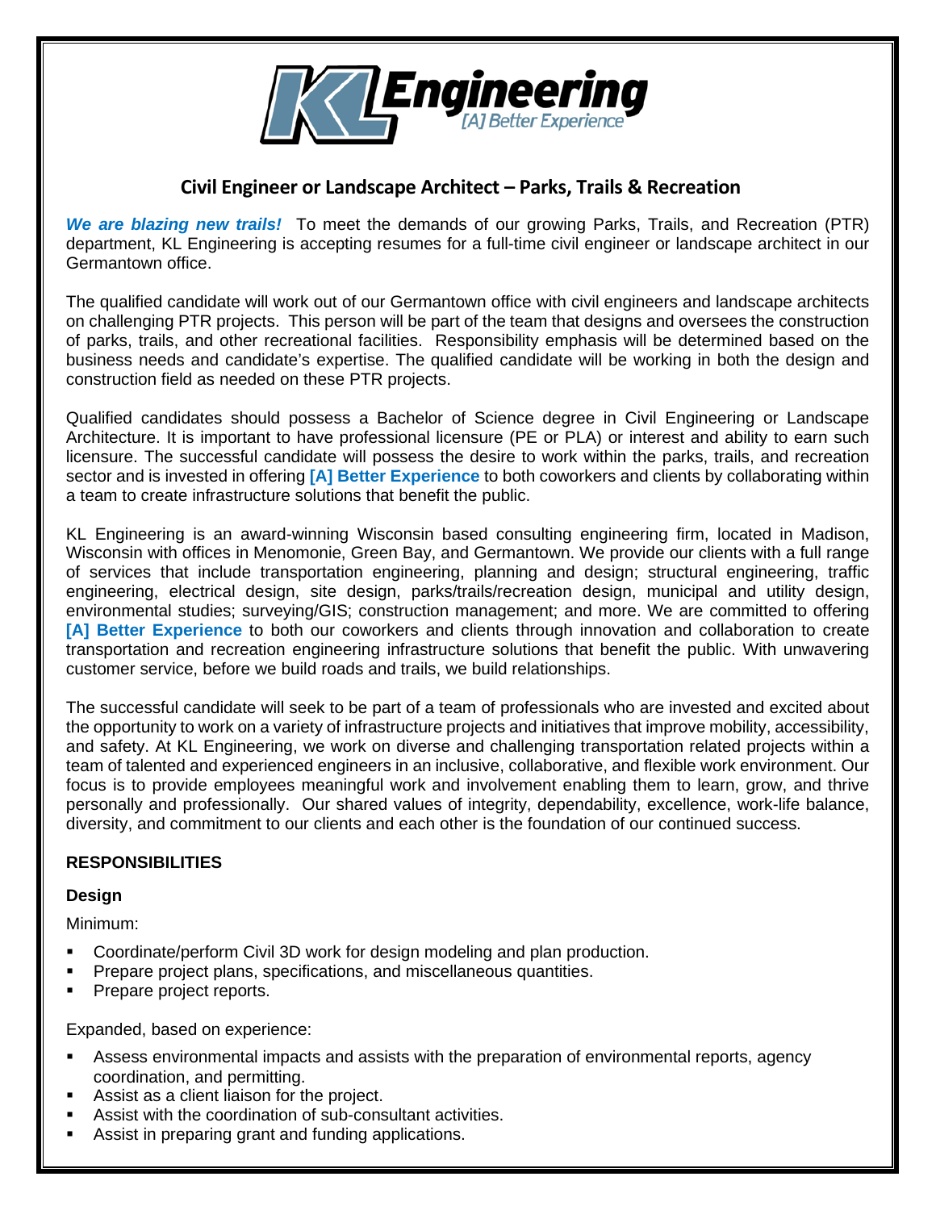KL Engineering
[A] Better Experience

## Civil Engineer or Landscape Architect – Parks, Trails & Recreation

***We are blazing new trails!*** To meet the demands of our growing Parks, Trails, and Recreation (PTR) department, KL Engineering is accepting resumes for a full-time civil engineer or landscape architect in our Germantown office.

The qualified candidate will work out of our Germantown office with civil engineers and landscape architects on challenging PTR projects. This person will be part of the team that designs and oversees the construction of parks, trails, and other recreational facilities. Responsibility emphasis will be determined based on the business needs and candidate's expertise. The qualified candidate will be working in both the design and construction field as needed on these PTR projects.

Qualified candidates should possess a Bachelor of Science degree in Civil Engineering or Landscape Architecture. It is important to have professional licensure (PE or PLA) or interest and ability to earn such licensure. The successful candidate will possess the desire to work within the parks, trails, and recreation sector and is invested in offering **[A] Better Experience** to both coworkers and clients by collaborating within a team to create infrastructure solutions that benefit the public.

KL Engineering is an award-winning Wisconsin based consulting engineering firm, located in Madison, Wisconsin with offices in Menomonie, Green Bay, and Germantown. We provide our clients with a full range of services that include transportation engineering, planning and design; structural engineering, traffic engineering, electrical design, site design, parks/trails/recreation design, municipal and utility design, environmental studies; surveying/GIS; construction management; and more. We are committed to offering **[A] Better Experience** to both our coworkers and clients through innovation and collaboration to create transportation and recreation engineering infrastructure solutions that benefit the public. With unwavering customer service, before we build roads and trails, we build relationships.

The successful candidate will seek to be part of a team of professionals who are invested and excited about the opportunity to work on a variety of infrastructure projects and initiatives that improve mobility, accessibility, and safety. At KL Engineering, we work on diverse and challenging transportation related projects within a team of talented and experienced engineers in an inclusive, collaborative, and flexible work environment. Our focus is to provide employees meaningful work and involvement enabling them to learn, grow, and thrive personally and professionally. Our shared values of integrity, dependability, excellence, work-life balance, diversity, and commitment to our clients and each other is the foundation of our continued success.

### RESPONSIBILITIES

#### Design

Minimum:

- Coordinate/perform Civil 3D work for design modeling and plan production.
- Prepare project plans, specifications, and miscellaneous quantities.
- Prepare project reports.

Expanded, based on experience:

- Assess environmental impacts and assists with the preparation of environmental reports, agency coordination, and permitting.
- Assist as a client liaison for the project.
- Assist with the coordination of sub-consultant activities.
- Assist in preparing grant and funding applications.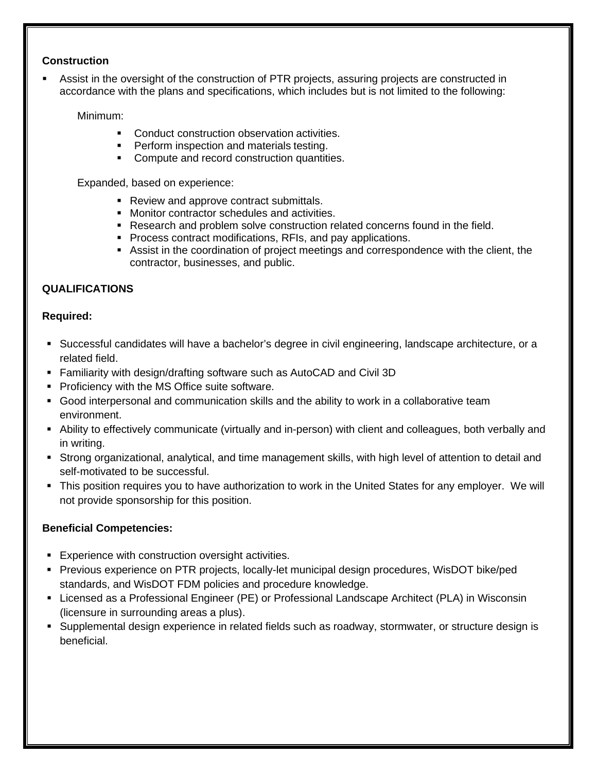**Construction**

- Assist in the oversight of the construction of PTR projects, assuring projects are constructed in accordance with the plans and specifications, which includes but is not limited to the following:

  Minimum:

    - Conduct construction observation activities.
    - Perform inspection and materials testing.
    - Compute and record construction quantities.

  Expanded, based on experience:

    - Review and approve contract submittals.
    - Monitor contractor schedules and activities.
    - Research and problem solve construction related concerns found in the field.
    - Process contract modifications, RFIs, and pay applications.
    - Assist in the coordination of project meetings and correspondence with the client, the contractor, businesses, and public.

**QUALIFICATIONS**

**Required:**

- Successful candidates will have a bachelor's degree in civil engineering, landscape architecture, or a related field.
- Familiarity with design/drafting software such as AutoCAD and Civil 3D
- Proficiency with the MS Office suite software.
- Good interpersonal and communication skills and the ability to work in a collaborative team environment.
- Ability to effectively communicate (virtually and in-person) with client and colleagues, both verbally and in writing.
- Strong organizational, analytical, and time management skills, with high level of attention to detail and self-motivated to be successful.
- This position requires you to have authorization to work in the United States for any employer. We will not provide sponsorship for this position.

**Beneficial Competencies:**

- Experience with construction oversight activities.
- Previous experience on PTR projects, locally-let municipal design procedures, WisDOT bike/ped standards, and WisDOT FDM policies and procedure knowledge.
- Licensed as a Professional Engineer (PE) or Professional Landscape Architect (PLA) in Wisconsin (licensure in surrounding areas a plus).
- Supplemental design experience in related fields such as roadway, stormwater, or structure design is beneficial.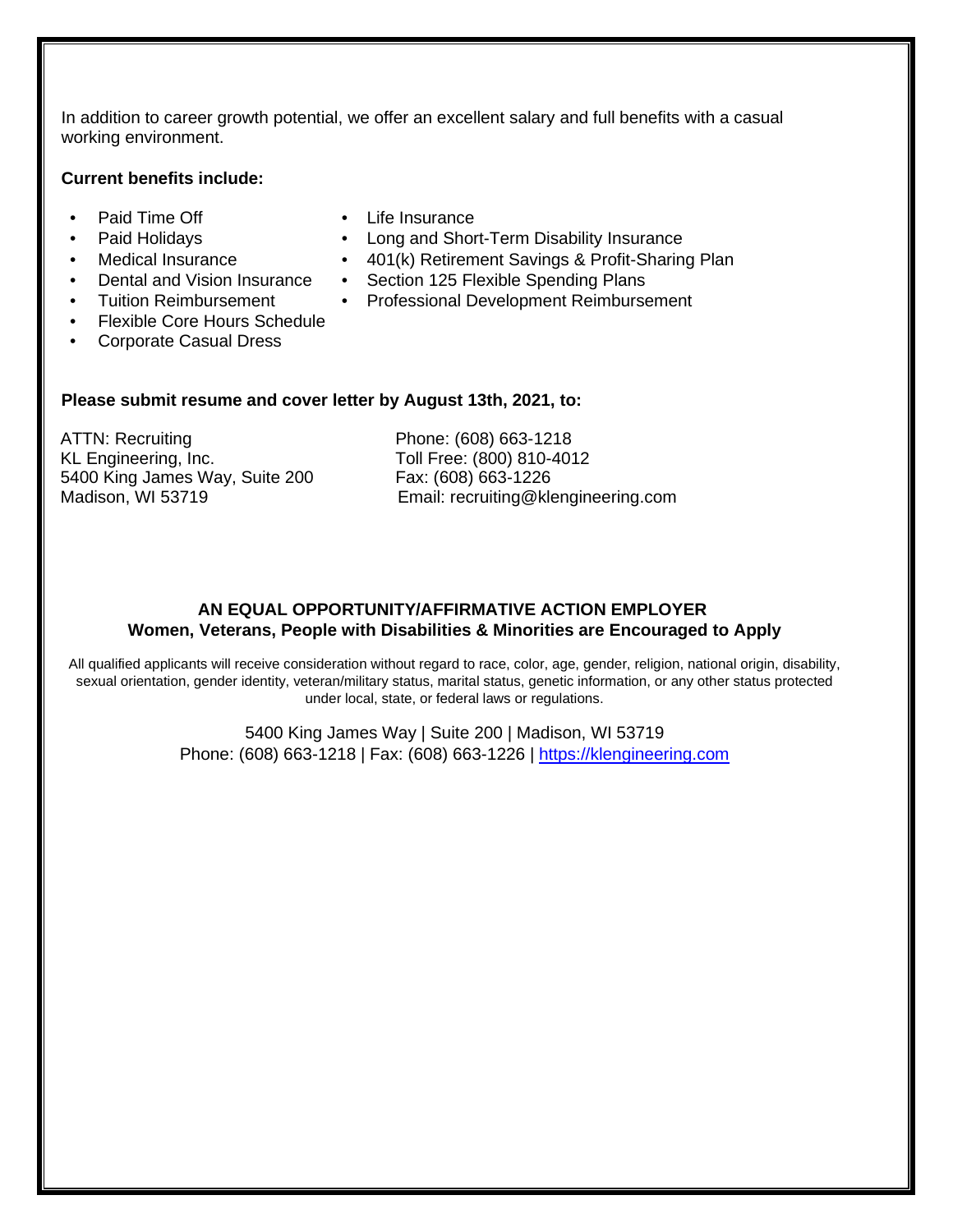In addition to career growth potential, we offer an excellent salary and full benefits with a casual working environment.

**Current benefits include:**

- Paid Time Off
- Paid Holidays
- Medical Insurance
- Dental and Vision Insurance
- Tuition Reimbursement
- Flexible Core Hours Schedule
- Corporate Casual Dress
- Life Insurance
- Long and Short-Term Disability Insurance
- 401(k) Retirement Savings & Profit-Sharing Plan
- Section 125 Flexible Spending Plans
- Professional Development Reimbursement

**Please submit resume and cover letter by August 13th, 2021, to:**

ATTN: Recruiting
KL Engineering, Inc.
5400 King James Way, Suite 200
Madison, WI 53719

Phone: (608) 663-1218
Toll Free: (800) 810-4012
Fax: (608) 663-1226
Email: recruiting@klengineering.com

**AN EQUAL OPPORTUNITY/AFFIRMATIVE ACTION EMPLOYER**
**Women, Veterans, People with Disabilities & Minorities are Encouraged to Apply**

All qualified applicants will receive consideration without regard to race, color, age, gender, religion, national origin, disability, sexual orientation, gender identity, veteran/military status, marital status, genetic information, or any other status protected under local, state, or federal laws or regulations.

5400 King James Way | Suite 200 | Madison, WI 53719
Phone: (608) 663-1218 | Fax: (608) 663-1226 | https://klengineering.com